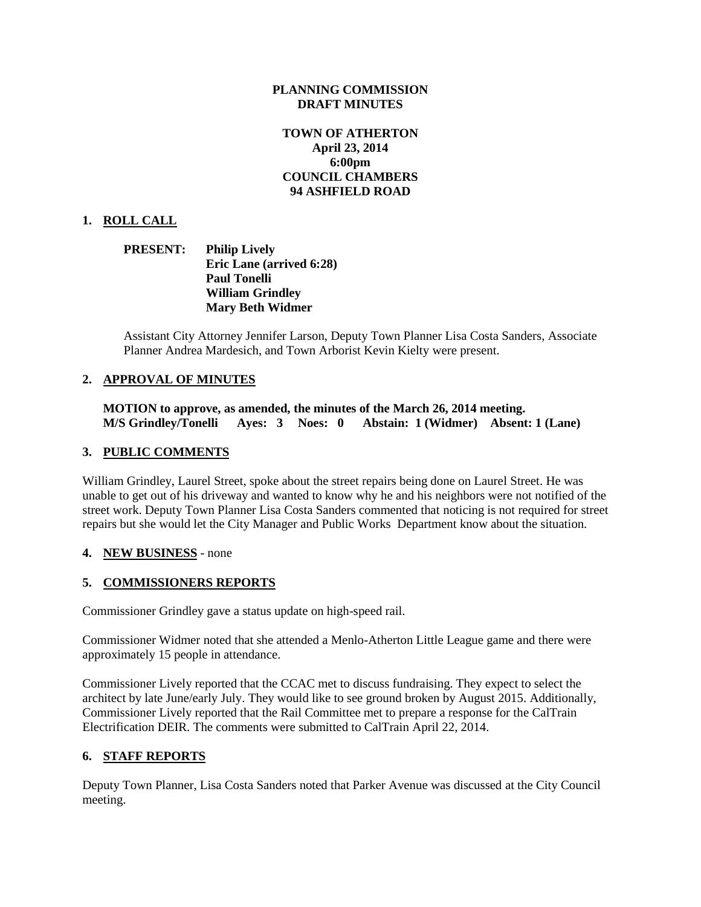**PLANNING COMMISSION**
**DRAFT MINUTES**

**TOWN OF ATHERTON**
**April 23, 2014**
**6:00pm**
**COUNCIL CHAMBERS**
**94 ASHFIELD ROAD**

## 1. ROLL CALL

**PRESENT:** **Philip Lively**
**Eric Lane (arrived 6:28)**
**Paul Tonelli**
**William Grindley**
**Mary Beth Widmer**

Assistant City Attorney Jennifer Larson, Deputy Town Planner Lisa Costa Sanders, Associate Planner Andrea Mardesich, and Town Arborist Kevin Kielty were present.

## 2. APPROVAL OF MINUTES

**MOTION to approve, as amended, the minutes of the March 26, 2014 meeting.**
**M/S Grindley/Tonelli Ayes: 3 Noes: 0 Abstain: 1 (Widmer) Absent: 1 (Lane)**

## 3. PUBLIC COMMENTS

William Grindley, Laurel Street, spoke about the street repairs being done on Laurel Street. He was unable to get out of his driveway and wanted to know why he and his neighbors were not notified of the street work. Deputy Town Planner Lisa Costa Sanders commented that noticing is not required for street repairs but she would let the City Manager and Public Works Department know about the situation.

## 4. NEW BUSINESS - none

## 5. COMMISSIONERS REPORTS

Commissioner Grindley gave a status update on high-speed rail.

Commissioner Widmer noted that she attended a Menlo-Atherton Little League game and there were approximately 15 people in attendance.

Commissioner Lively reported that the CCAC met to discuss fundraising. They expect to select the architect by late June/early July. They would like to see ground broken by August 2015. Additionally, Commissioner Lively reported that the Rail Committee met to prepare a response for the CalTrain Electrification DEIR. The comments were submitted to CalTrain April 22, 2014.

## 6. STAFF REPORTS

Deputy Town Planner, Lisa Costa Sanders noted that Parker Avenue was discussed at the City Council meeting.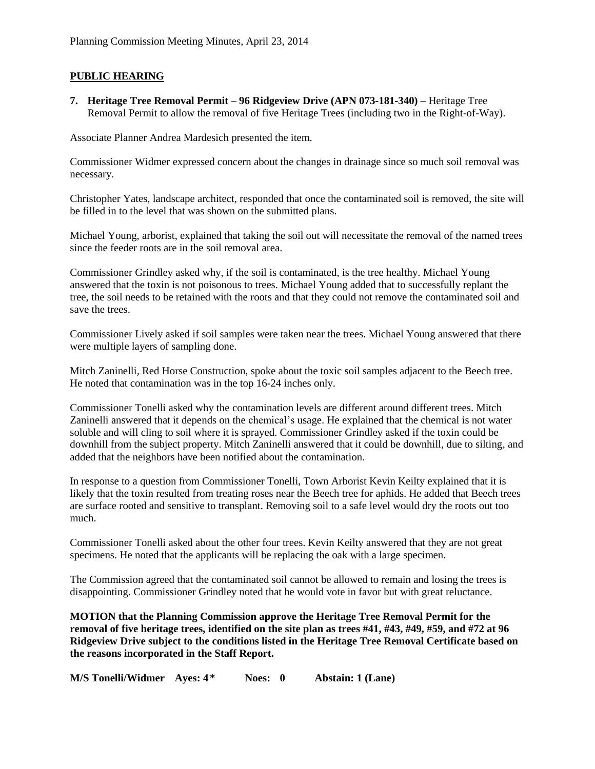## PUBLIC HEARING

**7. Heritage Tree Removal Permit – 96 Ridgeview Drive (APN 073-181-340) –** Heritage Tree Removal Permit to allow the removal of five Heritage Trees (including two in the Right-of-Way).

Associate Planner Andrea Mardesich presented the item.

Commissioner Widmer expressed concern about the changes in drainage since so much soil removal was necessary.

Christopher Yates, landscape architect, responded that once the contaminated soil is removed, the site will be filled in to the level that was shown on the submitted plans.

Michael Young, arborist, explained that taking the soil out will necessitate the removal of the named trees since the feeder roots are in the soil removal area.

Commissioner Grindley asked why, if the soil is contaminated, is the tree healthy. Michael Young answered that the toxin is not poisonous to trees. Michael Young added that to successfully replant the tree, the soil needs to be retained with the roots and that they could not remove the contaminated soil and save the trees.

Commissioner Lively asked if soil samples were taken near the trees. Michael Young answered that there were multiple layers of sampling done.

Mitch Zaninelli, Red Horse Construction, spoke about the toxic soil samples adjacent to the Beech tree. He noted that contamination was in the top 16-24 inches only.

Commissioner Tonelli asked why the contamination levels are different around different trees. Mitch Zaninelli answered that it depends on the chemical's usage. He explained that the chemical is not water soluble and will cling to soil where it is sprayed. Commissioner Grindley asked if the toxin could be downhill from the subject property. Mitch Zaninelli answered that it could be downhill, due to silting, and added that the neighbors have been notified about the contamination.

In response to a question from Commissioner Tonelli, Town Arborist Kevin Keilty explained that it is likely that the toxin resulted from treating roses near the Beech tree for aphids. He added that Beech trees are surface rooted and sensitive to transplant. Removing soil to a safe level would dry the roots out too much.

Commissioner Tonelli asked about the other four trees. Kevin Keilty answered that they are not great specimens. He noted that the applicants will be replacing the oak with a large specimen.

The Commission agreed that the contaminated soil cannot be allowed to remain and losing the trees is disappointing. Commissioner Grindley noted that he would vote in favor but with great reluctance.

**MOTION that the Planning Commission approve the Heritage Tree Removal Permit for the removal of five heritage trees, identified on the site plan as trees #41, #43, #49, #59, and #72 at 96 Ridgeview Drive subject to the conditions listed in the Heritage Tree Removal Certificate based on the reasons incorporated in the Staff Report.**

**M/S Tonelli/Widmer Ayes: 4* Noes: 0 Abstain: 1 (Lane)**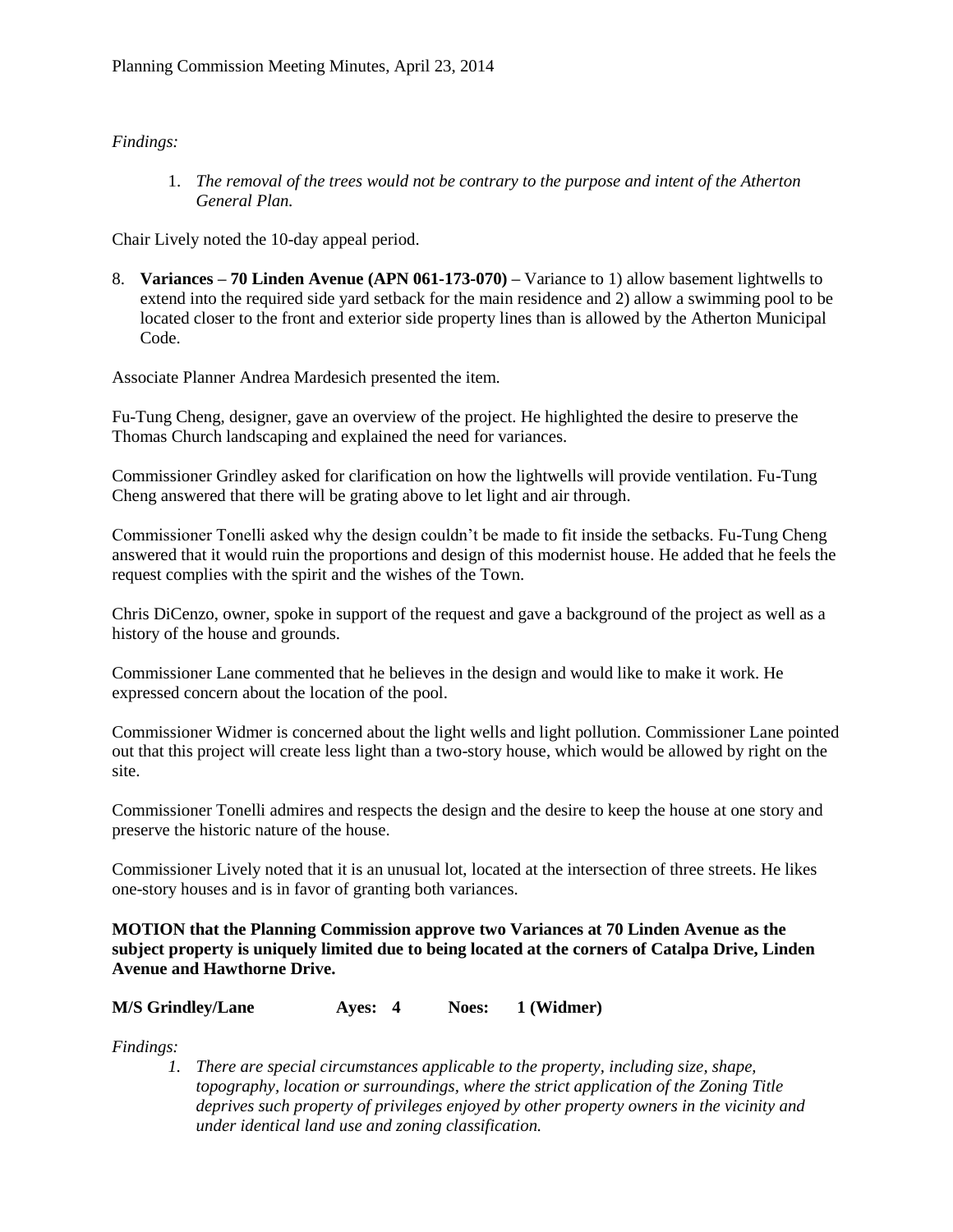*Findings:*

1. *The removal of the trees would not be contrary to the purpose and intent of the Atherton General Plan.*

Chair Lively noted the 10-day appeal period.

8. **Variances – 70 Linden Avenue (APN 061-173-070) –** Variance to 1) allow basement lightwells to extend into the required side yard setback for the main residence and 2) allow a swimming pool to be located closer to the front and exterior side property lines than is allowed by the Atherton Municipal Code.

Associate Planner Andrea Mardesich presented the item.

Fu-Tung Cheng, designer, gave an overview of the project. He highlighted the desire to preserve the Thomas Church landscaping and explained the need for variances.

Commissioner Grindley asked for clarification on how the lightwells will provide ventilation. Fu-Tung Cheng answered that there will be grating above to let light and air through.

Commissioner Tonelli asked why the design couldn't be made to fit inside the setbacks. Fu-Tung Cheng answered that it would ruin the proportions and design of this modernist house. He added that he feels the request complies with the spirit and the wishes of the Town.

Chris DiCenzo, owner, spoke in support of the request and gave a background of the project as well as a history of the house and grounds.

Commissioner Lane commented that he believes in the design and would like to make it work. He expressed concern about the location of the pool.

Commissioner Widmer is concerned about the light wells and light pollution. Commissioner Lane pointed out that this project will create less light than a two-story house, which would be allowed by right on the site.

Commissioner Tonelli admires and respects the design and the desire to keep the house at one story and preserve the historic nature of the house.

Commissioner Lively noted that it is an unusual lot, located at the intersection of three streets. He likes one-story houses and is in favor of granting both variances.

**MOTION that the Planning Commission approve two Variances at 70 Linden Avenue as the subject property is uniquely limited due to being located at the corners of Catalpa Drive, Linden Avenue and Hawthorne Drive.**

**M/S Grindley/Lane Ayes: 4 Noes: 1 (Widmer)**

*Findings:*

1. *There are special circumstances applicable to the property, including size, shape, topography, location or surroundings, where the strict application of the Zoning Title deprives such property of privileges enjoyed by other property owners in the vicinity and under identical land use and zoning classification.*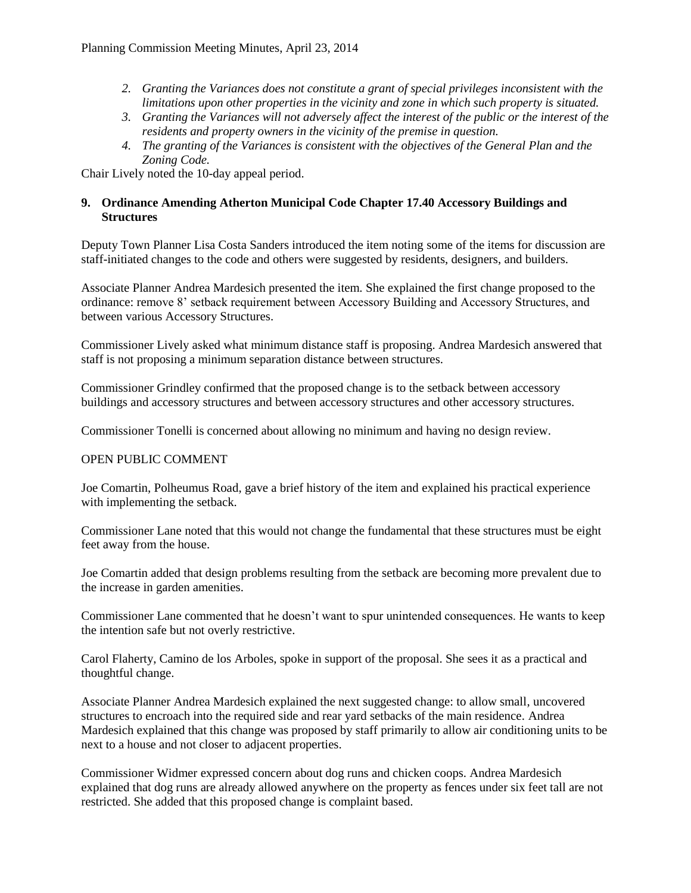2. *Granting the Variances does not constitute a grant of special privileges inconsistent with the limitations upon other properties in the vicinity and zone in which such property is situated.*
3. *Granting the Variances will not adversely affect the interest of the public or the interest of the residents and property owners in the vicinity of the premise in question.*
4. *The granting of the Variances is consistent with the objectives of the General Plan and the Zoning Code.*

Chair Lively noted the 10-day appeal period.

**9. Ordinance Amending Atherton Municipal Code Chapter 17.40 Accessory Buildings and Structures**

Deputy Town Planner Lisa Costa Sanders introduced the item noting some of the items for discussion are staff-initiated changes to the code and others were suggested by residents, designers, and builders.

Associate Planner Andrea Mardesich presented the item. She explained the first change proposed to the ordinance: remove 8' setback requirement between Accessory Building and Accessory Structures, and between various Accessory Structures.

Commissioner Lively asked what minimum distance staff is proposing. Andrea Mardesich answered that staff is not proposing a minimum separation distance between structures.

Commissioner Grindley confirmed that the proposed change is to the setback between accessory buildings and accessory structures and between accessory structures and other accessory structures.

Commissioner Tonelli is concerned about allowing no minimum and having no design review.

OPEN PUBLIC COMMENT

Joe Comartin, Polheumus Road, gave a brief history of the item and explained his practical experience with implementing the setback.

Commissioner Lane noted that this would not change the fundamental that these structures must be eight feet away from the house.

Joe Comartin added that design problems resulting from the setback are becoming more prevalent due to the increase in garden amenities.

Commissioner Lane commented that he doesn't want to spur unintended consequences. He wants to keep the intention safe but not overly restrictive.

Carol Flaherty, Camino de los Arboles, spoke in support of the proposal. She sees it as a practical and thoughtful change.

Associate Planner Andrea Mardesich explained the next suggested change: to allow small, uncovered structures to encroach into the required side and rear yard setbacks of the main residence. Andrea Mardesich explained that this change was proposed by staff primarily to allow air conditioning units to be next to a house and not closer to adjacent properties.

Commissioner Widmer expressed concern about dog runs and chicken coops. Andrea Mardesich explained that dog runs are already allowed anywhere on the property as fences under six feet tall are not restricted. She added that this proposed change is complaint based.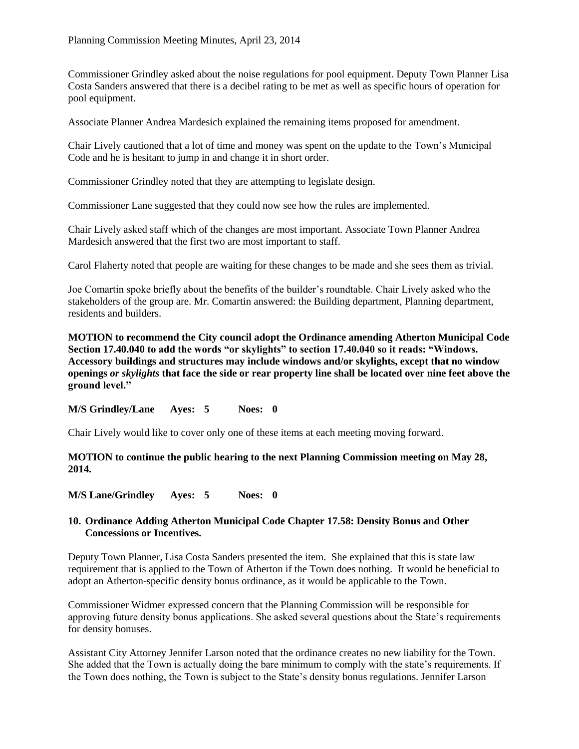Commissioner Grindley asked about the noise regulations for pool equipment. Deputy Town Planner Lisa Costa Sanders answered that there is a decibel rating to be met as well as specific hours of operation for pool equipment.

Associate Planner Andrea Mardesich explained the remaining items proposed for amendment.

Chair Lively cautioned that a lot of time and money was spent on the update to the Town's Municipal Code and he is hesitant to jump in and change it in short order.

Commissioner Grindley noted that they are attempting to legislate design.

Commissioner Lane suggested that they could now see how the rules are implemented.

Chair Lively asked staff which of the changes are most important. Associate Town Planner Andrea Mardesich answered that the first two are most important to staff.

Carol Flaherty noted that people are waiting for these changes to be made and she sees them as trivial.

Joe Comartin spoke briefly about the benefits of the builder's roundtable. Chair Lively asked who the stakeholders of the group are. Mr. Comartin answered: the Building department, Planning department, residents and builders.

**MOTION to recommend the City council adopt the Ordinance amending Atherton Municipal Code Section 17.40.040 to add the words "or skylights" to section 17.40.040 so it reads: "Windows. Accessory buildings and structures may include windows and/or skylights, except that no window openings *or skylights* that face the side or rear property line shall be located over nine feet above the ground level."**

**M/S Grindley/Lane Ayes: 5 Noes: 0**

Chair Lively would like to cover only one of these items at each meeting moving forward.

**MOTION to continue the public hearing to the next Planning Commission meeting on May 28, 2014.**

**M/S Lane/Grindley Ayes: 5 Noes: 0**

**10. Ordinance Adding Atherton Municipal Code Chapter 17.58: Density Bonus and Other Concessions or Incentives.**

Deputy Town Planner, Lisa Costa Sanders presented the item. She explained that this is state law requirement that is applied to the Town of Atherton if the Town does nothing. It would be beneficial to adopt an Atherton-specific density bonus ordinance, as it would be applicable to the Town.

Commissioner Widmer expressed concern that the Planning Commission will be responsible for approving future density bonus applications. She asked several questions about the State's requirements for density bonuses.

Assistant City Attorney Jennifer Larson noted that the ordinance creates no new liability for the Town. She added that the Town is actually doing the bare minimum to comply with the state's requirements. If the Town does nothing, the Town is subject to the State's density bonus regulations. Jennifer Larson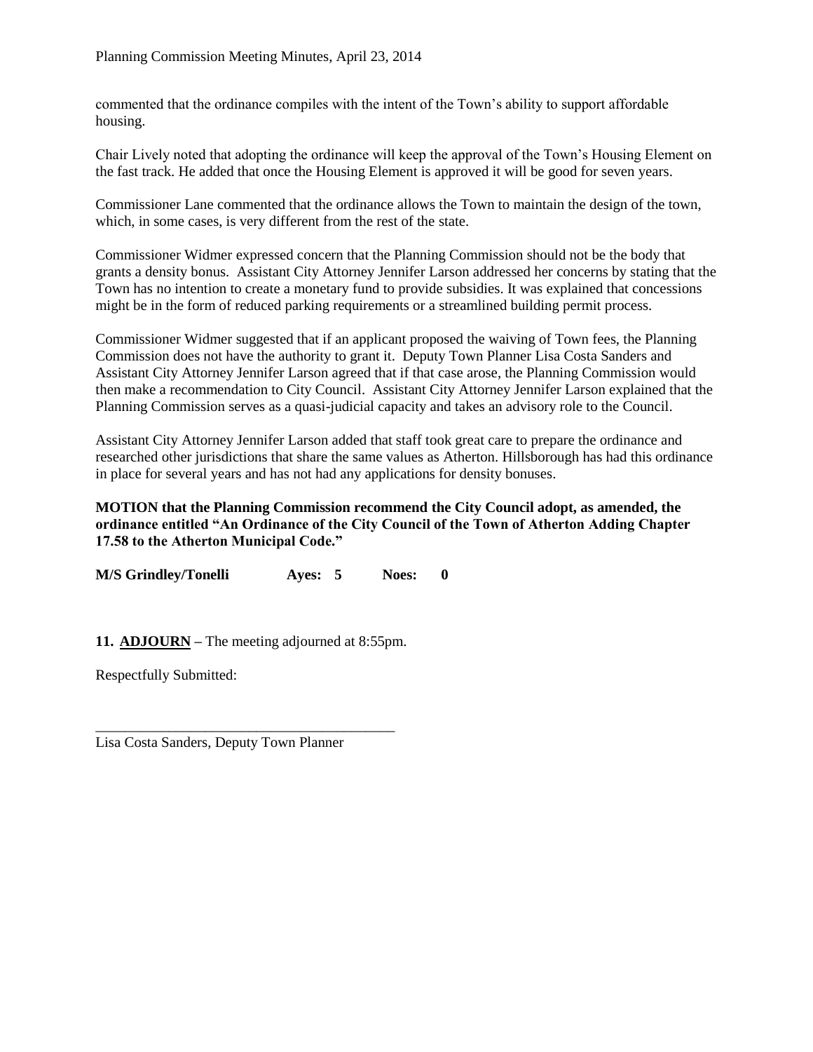commented that the ordinance compiles with the intent of the Town's ability to support affordable housing.

Chair Lively noted that adopting the ordinance will keep the approval of the Town's Housing Element on the fast track. He added that once the Housing Element is approved it will be good for seven years.

Commissioner Lane commented that the ordinance allows the Town to maintain the design of the town, which, in some cases, is very different from the rest of the state.

Commissioner Widmer expressed concern that the Planning Commission should not be the body that grants a density bonus. Assistant City Attorney Jennifer Larson addressed her concerns by stating that the Town has no intention to create a monetary fund to provide subsidies. It was explained that concessions might be in the form of reduced parking requirements or a streamlined building permit process.

Commissioner Widmer suggested that if an applicant proposed the waiving of Town fees, the Planning Commission does not have the authority to grant it. Deputy Town Planner Lisa Costa Sanders and Assistant City Attorney Jennifer Larson agreed that if that case arose, the Planning Commission would then make a recommendation to City Council. Assistant City Attorney Jennifer Larson explained that the Planning Commission serves as a quasi-judicial capacity and takes an advisory role to the Council.

Assistant City Attorney Jennifer Larson added that staff took great care to prepare the ordinance and researched other jurisdictions that share the same values as Atherton. Hillsborough has had this ordinance in place for several years and has not had any applications for density bonuses.

**MOTION that the Planning Commission recommend the City Council adopt, as amended, the ordinance entitled "An Ordinance of the City Council of the Town of Atherton Adding Chapter 17.58 to the Atherton Municipal Code."**

**M/S Grindley/Tonelli Ayes: 5 Noes: 0**

**11. ADJOURN** – The meeting adjourned at 8:55pm.

Respectfully Submitted:

\_\_\_\_\_\_\_\_\_\_\_\_\_\_\_\_\_\_\_\_\_\_\_\_\_\_\_\_\_\_\_\_\_\_\_\_\_\_\_\_\_\_

Lisa Costa Sanders, Deputy Town Planner